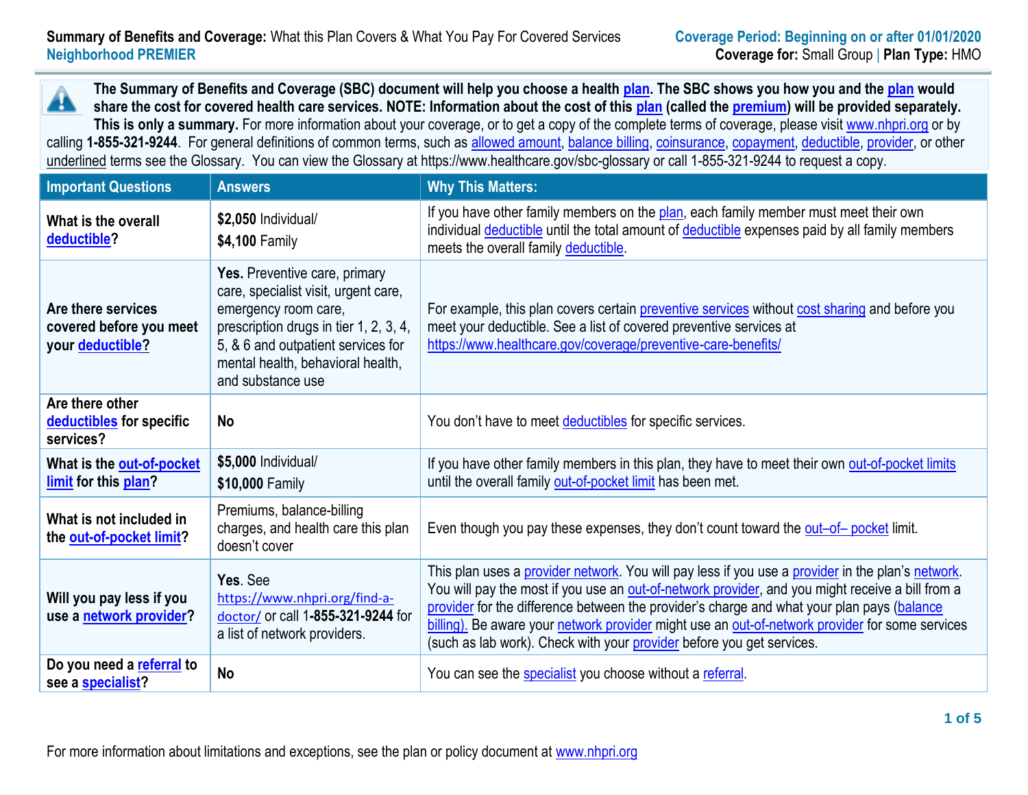**Summary of Benefits and Coverage:** What this Plan Covers & What You Pay For Covered Services
**Neighborhood PREMIER**

**Coverage Period: Beginning on or after 01/01/2020**
**Coverage for:** Small Group | **Plan Type:** HMO

**The Summary of Benefits and Coverage (SBC) document will help you choose a health plan. The SBC shows you how you and the plan would share the cost for covered health care services. NOTE: Information about the cost of this plan (called the premium) will be provided separately. This is only a summary.** For more information about your coverage, or to get a copy of the complete terms of coverage, please visit www.nhpri.org or by calling **1-855-321-9244**. For general definitions of common terms, such as allowed amount, balance billing, coinsurance, copayment, deductible, provider, or other underlined terms see the Glossary. You can view the Glossary at https://www.healthcare.gov/sbc-glossary or call 1-855-321-9244 to request a copy.

| Important Questions | Answers | Why This Matters: |
|---|---|---|
| **What is the overall deductible?** | **$2,050** Individual/ **$4,100** Family | If you have other family members on the plan, each family member must meet their own individual deductible until the total amount of deductible expenses paid by all family members meets the overall family deductible. |
| **Are there services covered before you meet your deductible?** | **Yes.** Preventive care, primary care, specialist visit, urgent care, emergency room care, prescription drugs in tier 1, 2, 3, 4, 5, & 6 and outpatient services for mental health, behavioral health, and substance use | For example, this plan covers certain preventive services without cost sharing and before you meet your deductible. See a list of covered preventive services at https://www.healthcare.gov/coverage/preventive-care-benefits/ |
| **Are there other deductibles for specific services?** | **No** | You don't have to meet deductibles for specific services. |
| **What is the out-of-pocket limit for this plan?** | **$5,000** Individual/ **$10,000** Family | If you have other family members in this plan, they have to meet their own out-of-pocket limits until the overall family out-of-pocket limit has been met. |
| **What is not included in the out-of-pocket limit?** | Premiums, balance-billing charges, and health care this plan doesn't cover | Even though you pay these expenses, they don't count toward the out–of– pocket limit. |
| **Will you pay less if you use a network provider?** | **Yes**. See https://www.nhpri.org/find-a-doctor/ or call **1-855-321-9244** for a list of network providers. | This plan uses a provider network. You will pay less if you use a provider in the plan's network. You will pay the most if you use an out-of-network provider, and you might receive a bill from a provider for the difference between the provider's charge and what your plan pays (balance billing). Be aware your network provider might use an out-of-network provider for some services (such as lab work). Check with your provider before you get services. |
| **Do you need a referral to see a specialist?** | **No** | You can see the specialist you choose without a referral. |

For more information about limitations and exceptions, see the plan or policy document at www.nhpri.org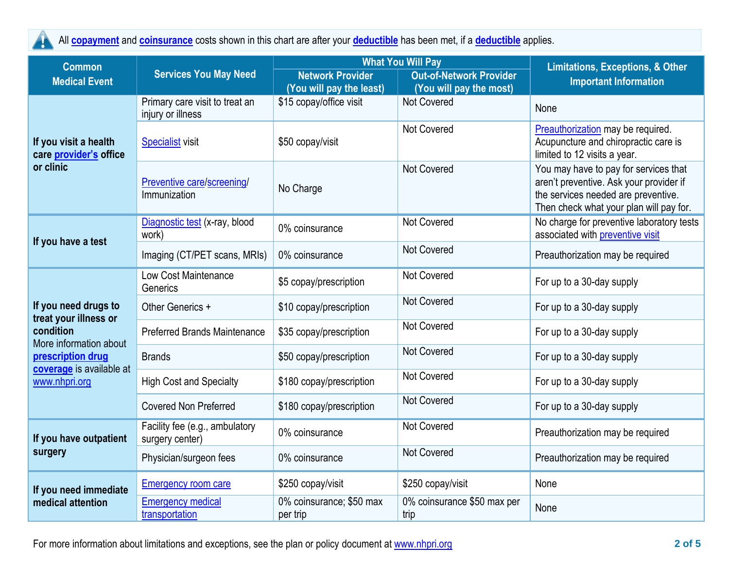All **copayment** and **coinsurance** costs shown in this chart are after your **deductible** has been met, if a **deductible** applies.

| Common Medical Event | Services You May Need | What You Will Pay | | Limitations, Exceptions, & Other Important Information |
|---|---|---|---|---|
| | | Network Provider (You will pay the least) | Out-of-Network Provider (You will pay the most) | |
| If you visit a health care provider's office or clinic | Primary care visit to treat an injury or illness | $15 copay/office visit | Not Covered | None |
| | Specialist visit | $50 copay/visit | Not Covered | Preauthorization may be required. Acupuncture and chiropractic care is limited to 12 visits a year. |
| | Preventive care/screening/ Immunization | No Charge | Not Covered | You may have to pay for services that aren't preventive. Ask your provider if the services needed are preventive. Then check what your plan will pay for. |
| If you have a test | Diagnostic test (x-ray, blood work) | 0% coinsurance | Not Covered | No charge for preventive laboratory tests associated with preventive visit |
| | Imaging (CT/PET scans, MRIs) | 0% coinsurance | Not Covered | Preauthorization may be required |
| If you need drugs to treat your illness or condition More information about prescription drug coverage is available at www.nhpri.org | Low Cost Maintenance Generics | $5 copay/prescription | Not Covered | For up to a 30-day supply |
| | Other Generics + | $10 copay/prescription | Not Covered | For up to a 30-day supply |
| | Preferred Brands Maintenance | $35 copay/prescription | Not Covered | For up to a 30-day supply |
| | Brands | $50 copay/prescription | Not Covered | For up to a 30-day supply |
| | High Cost and Specialty | $180 copay/prescription | Not Covered | For up to a 30-day supply |
| | Covered Non Preferred | $180 copay/prescription | Not Covered | For up to a 30-day supply |
| If you have outpatient surgery | Facility fee (e.g., ambulatory surgery center) | 0% coinsurance | Not Covered | Preauthorization may be required |
| | Physician/surgeon fees | 0% coinsurance | Not Covered | Preauthorization may be required |
| If you need immediate medical attention | Emergency room care | $250 copay/visit | $250 copay/visit | None |
| | Emergency medical transportation | 0% coinsurance; $50 max per trip | 0% coinsurance $50 max per trip | None |

For more information about limitations and exceptions, see the plan or policy document at www.nhpri.org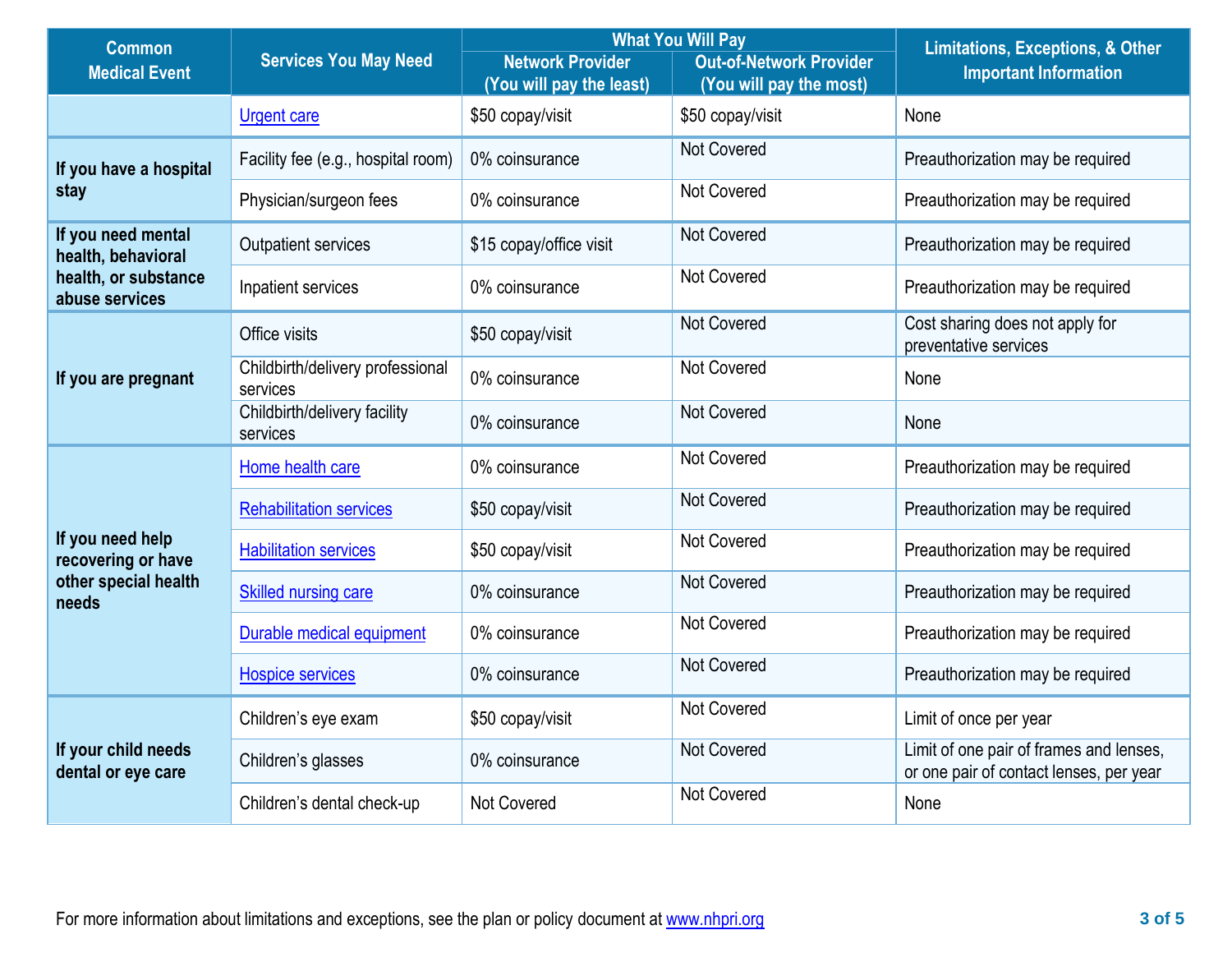| Common Medical Event | Services You May Need | What You Will Pay | | Limitations, Exceptions, & Other Important Information |
|---|---|---|---|---|
| | | Network Provider (You will pay the least) | Out-of-Network Provider (You will pay the most) | |
| | Urgent care | $50 copay/visit | $50 copay/visit | None |
| **If you have a hospital stay** | Facility fee (e.g., hospital room) | 0% coinsurance | Not Covered | Preauthorization may be required |
| | Physician/surgeon fees | 0% coinsurance | Not Covered | Preauthorization may be required |
| **If you need mental health, behavioral health, or substance abuse services** | Outpatient services | $15 copay/office visit | Not Covered | Preauthorization may be required |
| | Inpatient services | 0% coinsurance | Not Covered | Preauthorization may be required |
| **If you are pregnant** | Office visits | $50 copay/visit | Not Covered | Cost sharing does not apply for preventative services |
| | Childbirth/delivery professional services | 0% coinsurance | Not Covered | None |
| | Childbirth/delivery facility services | 0% coinsurance | Not Covered | None |
| **If you need help recovering or have other special health needs** | Home health care | 0% coinsurance | Not Covered | Preauthorization may be required |
| | Rehabilitation services | $50 copay/visit | Not Covered | Preauthorization may be required |
| | Habilitation services | $50 copay/visit | Not Covered | Preauthorization may be required |
| | Skilled nursing care | 0% coinsurance | Not Covered | Preauthorization may be required |
| | Durable medical equipment | 0% coinsurance | Not Covered | Preauthorization may be required |
| | Hospice services | 0% coinsurance | Not Covered | Preauthorization may be required |
| **If your child needs dental or eye care** | Children's eye exam | $50 copay/visit | Not Covered | Limit of once per year |
| | Children's glasses | 0% coinsurance | Not Covered | Limit of one pair of frames and lenses, or one pair of contact lenses, per year |
| | Children's dental check-up | Not Covered | Not Covered | None |

For more information about limitations and exceptions, see the plan or policy document at www.nhpri.org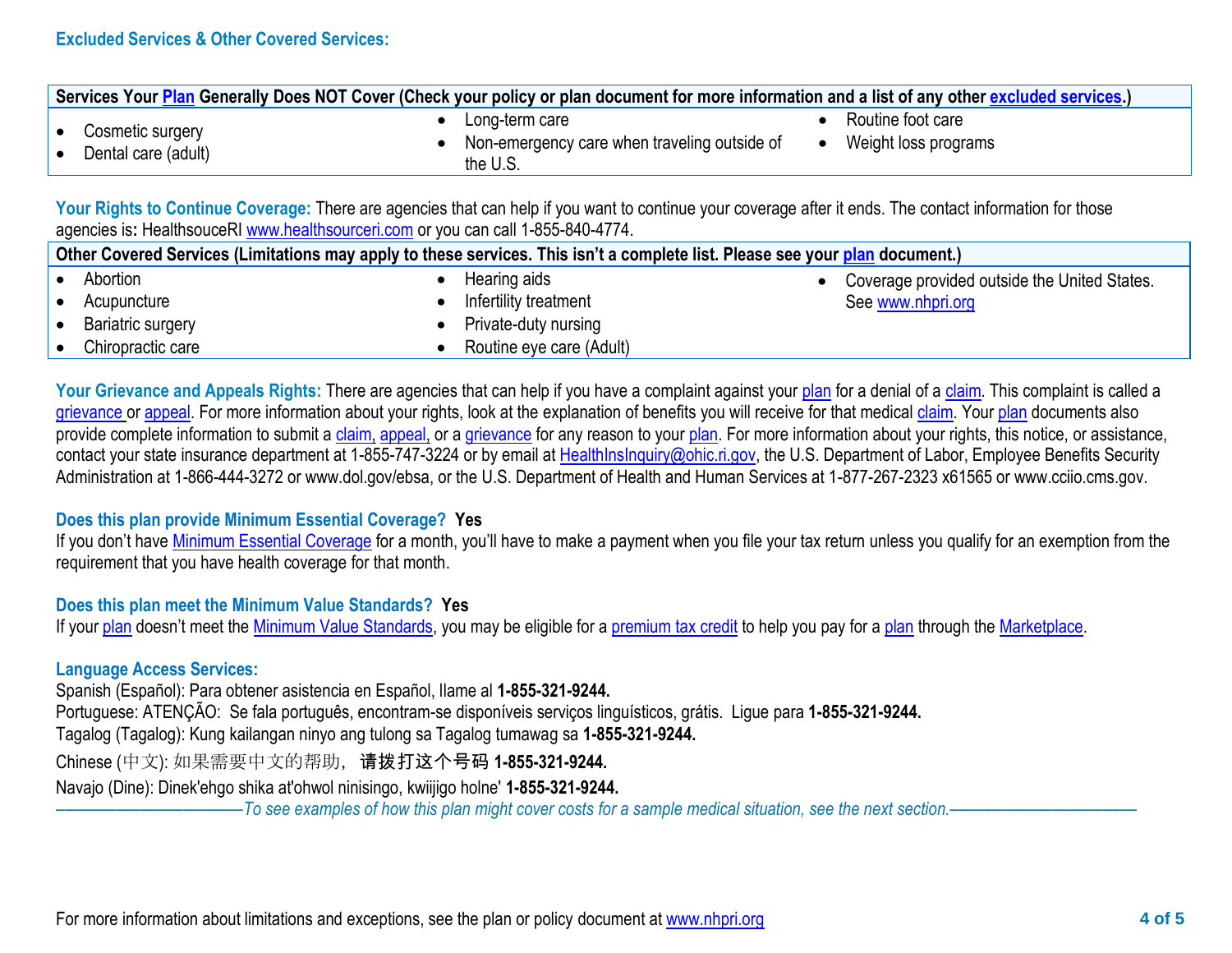## Excluded Services & Other Covered Services:

| Services Your Plan Generally Does NOT Cover (Check your policy or plan document for more information and a list of any other excluded services.) | | |
|---|---|---|
| • Cosmetic surgery<br>• Dental care (adult) | • Long-term care<br>• Non-emergency care when traveling outside of the U.S. | • Routine foot care<br>• Weight loss programs |

**Your Rights to Continue Coverage:** There are agencies that can help if you want to continue your coverage after it ends. The contact information for those agencies is**:** HealthsouceRI www.healthsourceri.com or you can call 1-855-840-4774.

| Other Covered Services (Limitations may apply to these services. This isn't a complete list. Please see your plan document.) | | |
|---|---|---|
| • Abortion<br>• Acupuncture<br>• Bariatric surgery<br>• Chiropractic care | • Hearing aids<br>• Infertility treatment<br>• Private-duty nursing<br>• Routine eye care (Adult) | • Coverage provided outside the United States. See www.nhpri.org |

**Your Grievance and Appeals Rights:** There are agencies that can help if you have a complaint against your plan for a denial of a claim. This complaint is called a grievance or appeal. For more information about your rights, look at the explanation of benefits you will receive for that medical claim. Your plan documents also provide complete information to submit a claim, appeal, or a grievance for any reason to your plan. For more information about your rights, this notice, or assistance, contact your state insurance department at 1-855-747-3224 or by email at HealthInsInquiry@ohic.ri.gov, the U.S. Department of Labor, Employee Benefits Security Administration at 1-866-444-3272 or www.dol.gov/ebsa, or the U.S. Department of Health and Human Services at 1-877-267-2323 x61565 or www.cciio.cms.gov.

**Does this plan provide Minimum Essential Coverage? Yes**

If you don't have Minimum Essential Coverage for a month, you'll have to make a payment when you file your tax return unless you qualify for an exemption from the requirement that you have health coverage for that month.

**Does this plan meet the Minimum Value Standards? Yes**

If your plan doesn't meet the Minimum Value Standards, you may be eligible for a premium tax credit to help you pay for a plan through the Marketplace.

**Language Access Services:**

Spanish (Español): Para obtener asistencia en Español, llame al **1-855-321-9244.**

Portuguese: ATENÇÃO: Se fala português, encontram-se disponíveis serviços linguísticos, grátis. Ligue para **1-855-321-9244.**

Tagalog (Tagalog): Kung kailangan ninyo ang tulong sa Tagalog tumawag sa **1-855-321-9244.**

Chinese (中文): 如果需要中文的帮助，**请拨打这个号码 1-855-321-9244.**

Navajo (Dine): Dinek'ehgo shika at'ohwol ninisingo, kwiijigo holne' **1-855-321-9244.**

*——————————To see examples of how this plan might cover costs for a sample medical situation, see the next section.——————————*

For more information about limitations and exceptions, see the plan or policy document at www.nhpri.org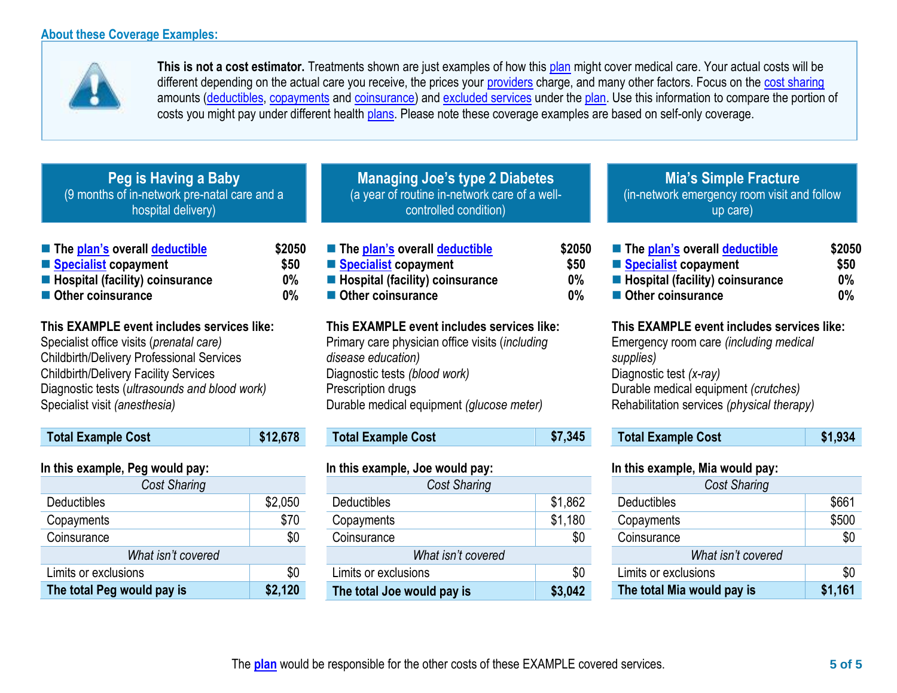### About these Coverage Examples:

**This is not a cost estimator.** Treatments shown are just examples of how this plan might cover medical care. Your actual costs will be different depending on the actual care you receive, the prices your providers charge, and many other factors. Focus on the cost sharing amounts (deductibles, copayments and coinsurance) and excluded services under the plan. Use this information to compare the portion of costs you might pay under different health plans. Please note these coverage examples are based on self-only coverage.

## Peg is Having a Baby

(9 months of in-network pre-natal care and a hospital delivery)

- **The plan's overall deductible** — **$2050**
- **Specialist copayment** — **$50**
- **Hospital (facility) coinsurance** — **0%**
- **Other coinsurance** — **0%**

**This EXAMPLE event includes services like:**
Specialist office visits (*prenatal care)*
Childbirth/Delivery Professional Services
Childbirth/Delivery Facility Services
Diagnostic tests (*ultrasounds and blood work)*
Specialist visit *(anesthesia)*

| **Total Example Cost** | **$12,678** |
|---|---|

**In this example, Peg would pay:**

| *Cost Sharing* | |
|---|---|
| Deductibles | $2,050 |
| Copayments | $70 |
| Coinsurance | $0 |
| *What isn't covered* | |
| Limits or exclusions | $0 |
| **The total Peg would pay is** | **$2,120** |

## Managing Joe's type 2 Diabetes

(a year of routine in-network care of a well-controlled condition)

- **The plan's overall deductible** — **$2050**
- **Specialist copayment** — **$50**
- **Hospital (facility) coinsurance** — **0%**
- **Other coinsurance** — **0%**

**This EXAMPLE event includes services like:**
Primary care physician office visits (*including disease education)*
Diagnostic tests *(blood work)*
Prescription drugs
Durable medical equipment *(glucose meter)*

| **Total Example Cost** | **$7,345** |
|---|---|

**In this example, Joe would pay:**

| *Cost Sharing* | |
|---|---|
| Deductibles | $1,862 |
| Copayments | $1,180 |
| Coinsurance | $0 |
| *What isn't covered* | |
| Limits or exclusions | $0 |
| **The total Joe would pay is** | **$3,042** |

## Mia's Simple Fracture

(in-network emergency room visit and follow up care)

- **The plan's overall deductible** — **$2050**
- **Specialist copayment** — **$50**
- **Hospital (facility) coinsurance** — **0%**
- **Other coinsurance** — **0%**

**This EXAMPLE event includes services like:**
Emergency room care *(including medical supplies)*
Diagnostic test *(x-ray)*
Durable medical equipment *(crutches)*
Rehabilitation services *(physical therapy)*

| **Total Example Cost** | **$1,934** |
|---|---|

**In this example, Mia would pay:**

| *Cost Sharing* | |
|---|---|
| Deductibles | $661 |
| Copayments | $500 |
| Coinsurance | $0 |
| *What isn't covered* | |
| Limits or exclusions | $0 |
| **The total Mia would pay is** | **$1,161** |

The **plan** would be responsible for the other costs of these EXAMPLE covered services.